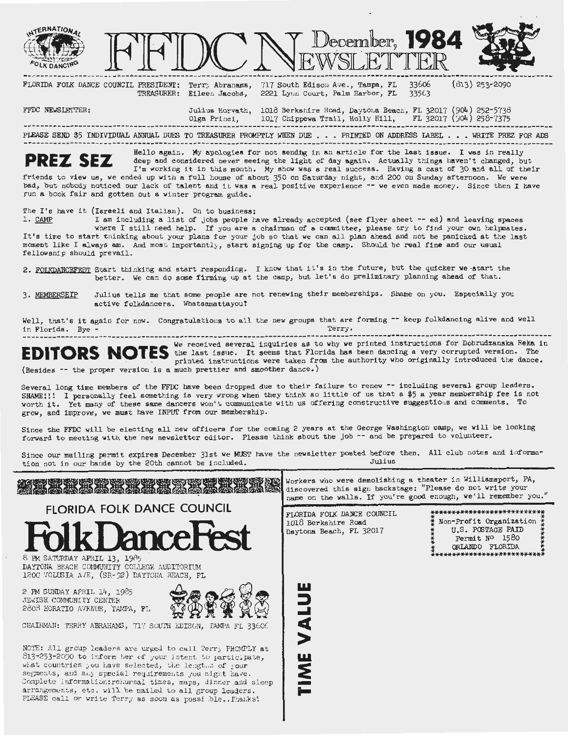# FFDC NEWSLETTER — December, 1984

INTERNATIONAL FOLK DANCING

FLORIDA FOLK DANCE COUNCIL PRESIDENT: Terry Abrahams, 717 South Edison Ave., Tampa, FL 33606 (813) 253-2090
TREASURER: Eileen Jacobs, 2221 Lynn Court, Palm Harbor, FL 33563

FFDC NEWSLETTER: Julius Horvath, 1018 Berkshire Road, Daytona Beach, FL 32017 (904) 252-5738
Olga Princi, 1017 Chippewa Trail, Holly Hill, FL 32017 (904) 258-7375

PLEASE SEND $5 INDIVIDUAL ANNUAL DUES TO TREASURER PROMPTLY WHEN DUE . . . PRINTED ON ADDRESS LABEL . . . WRITE PREZ FOR ADS

## PREZ SEZ

Hello again. My apologies for not sending in an article for the last issue. I was in really deep and considered never seeing the light of day again. Actually things haven't changed, but I'm working it in this month. My show was a real success. Having a cast of 30 and all of their friends to view us, we ended up with a full house of about 350 on Saturday night, and 200 on Sunday afternoon. We were bad, but nobody noticed our lack of talent and it was a real positive experience -- we even made money. Since then I have run a book fair and gotten out a winter program guide.

The I's have it (Israeli and Italian). On to business:

1. CAMP — I am including a list of jobs people have already accepted (see flyer sheet -- ed) and leaving spaces where I still need help. If you are a chairman of a committee, please try to find your own helpmates. It's time to start thinking about your plans for your job so that we can all plan ahead and not be panicked at the last moment like I always am. And most importantly, start signing up for the camp. Should be real fine and our usual fellowship should prevail.

2. FOLKDANCEFEST — Start thinking and start responding. I know that it's in the future, but the quicker we start the better. We can do some firming up at the camp, but let's do preliminary planning ahead of that.

3. MEMBERSHIP — Julius tells me that some people are not renewing their memberships. Shame on you. Especially you active folkdancers. Whatsamattayou?

Well, that's it again for now. Congratulations to all the new groups that are forming -- keep folkdancing alive and well in Florida. Bye - Terry.

## EDITORS NOTES

We received several inquiries as to why we printed instructions for Dobrudzanska Reka in the last issue. It seems that Florida has been dancing a very corrupted version. The printed instructions were taken from the authority who originally introduced the dance. (Besides -- the proper version is a much prettier and smoother dance.)

Several long time members of the FFDC have been dropped due to their failure to renew -- including several group leaders. SHAME!!! I personally feel something is very wrong when they think so little of us that a $5 a year membership fee is not worth it. Yet many of these same dancers won't communicate with us offering constructive suggestions and comments. To grow, and improve, we must have INPUT from our membership.

Since the FFDC will be electing all new officers for the coming 2 years at the George Washington camp, we will be looking forward to meeting with the new newsletter editor. Please think about the job -- and be prepared to volunteer.

Since our mailing permit expires December 31st we MUST have the newsletter posted before then. All club notes and information not in our hands by the 20th cannot be included. Julius

---

## FLORIDA FOLK DANCE COUNCIL FolkDanceFest

8 PM SATURDAY APRIL 13, 1985
DAYTONA BEACH COMMUNITY COLLEGE AUDITORIUM
1200 VOLUSIA AVE, (SR-92) DAYTONA BEACH, FL

2 PM SUNDAY APRIL 14, 1985
JEWISH COMMUNITY CENTER
2808 HORATIO AVENUE, TAMPA, FL

CHAIRMAN: TERRY ABRAHAMS, 717 SOUTH EDISON, TAMPA FL 33606

NOTE: All group leaders are urged to call Terry PROMPLY at 813-253-2090 to inform her of your intent to participate, what countries you have selected, the lengths of your segments, and any special requirements you might have. Complete information: rehearsal times, maps, dinner and sleep arrangements, etc. will be mailed to all group leaders. PLEASE call or write Terry as soon as possible.. Thanks!

---

Workers who were demolishing a theater in Williamsport, PA, discovered this sign backstage: "Please do not write your name on the walls. If you're good enough, we'll remember you."

FLORIDA FOLK DANCE COUNCIL
1018 Berkshire Road
Daytona Beach, FL 32017

Non-Profit Organization
U.S. POSTAGE PAID
Permit No 1580
ORLANDO FLORIDA

TIME VALUE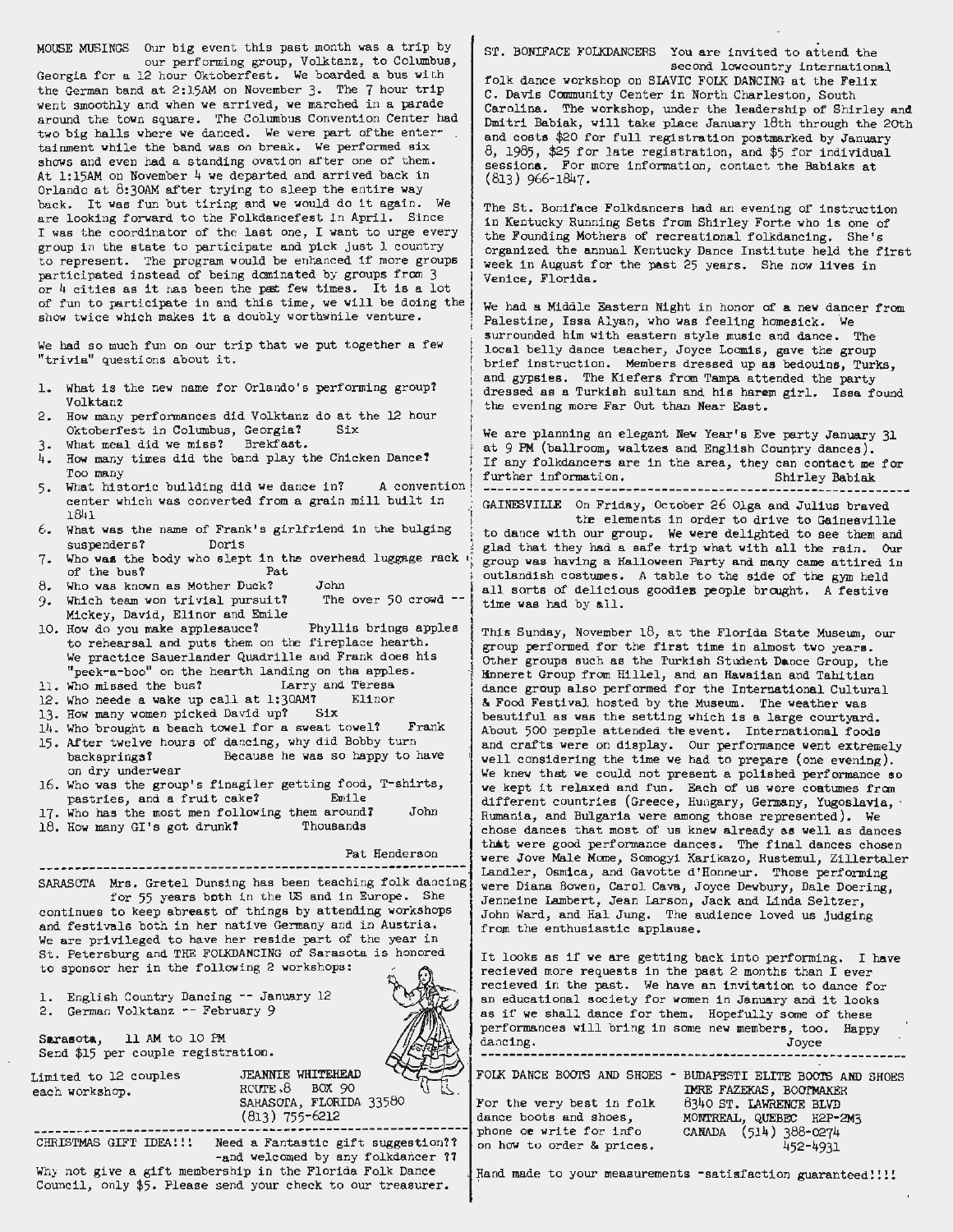MOUSE MUSINGS Our big event this past month was a trip by our performing group, Volktanz, to Columbus, Georgia for a 12 hour Oktoberfest. We boarded a bus with the German band at 2:15AM on November 3. The 7 hour trip went smoothly and when we arrived, we marched in a parade around the town square. The Columbus Convention Center had two big halls where we danced. We were part of the entertainment while the band was on break. We performed six shows and even had a standing ovation after one of them. At 1:15AM on November 4 we departed and arrived back in Orlando at 8:30AM after trying to sleep the entire way back. It was fun but tiring and we would do it again. We are looking forward to the Folkdancefest in April. Since I was the coordinator of the last one, I want to urge every group in the state to participate and pick just 1 country to represent. The program would be enhanced if more groups participated instead of being dominated by groups from 3 or 4 cities as it has been the past few times. It is a lot of fun to participate in and this time, we will be doing the show twice which makes it a doubly worthwhile venture.

We had so much fun on our trip that we put together a few "trivia" questions about it.

1. What is the new name for Orlando's performing group? Volktanz
2. How many performances did Volktanz do at the 12 hour Oktoberfest in Columbus, Georgia? Six
3. What meal did we miss? Brekfast.
4. How many times did the band play the Chicken Dance? Too many
5. What historic building did we dance in? A convention center which was converted from a grain mill built in 1841
6. What was the name of Frank's girlfriend in the bulging suspenders? Doris
7. Who was the body who slept in the overhead luggage rack of the bus? Pat
8. Who was known as Mother Duck? John
9. Which team won trivial pursuit? The over 50 crowd -- Mickey, David, Elinor and Emile
10. How do you make applesauce? Phyllis brings apples to rehearsal and puts them on the fireplace hearth. We practice Sauerlander Quadrille and Frank does his "peek-a-boo" on the hearth landing on the apples.
11. Who missed the bus? Larry and Teresa
12. Who neede a wake up call at 1:30AM? Elinor
13. How many women picked David up? Six
14. Who brought a beach towel for a sweat towel? Frank
15. After twelve hours of dancing, why did Bobby turn backsprings? Because he was so happy to have on dry underwear
16. Who was the group's finagiler getting food, T-shirts, pastries, and a fruit cake? Emile
17. Who has the most men following them around? John
18. How many GI's got drunk? Thousands

Pat Henderson

---

SARASOTA Mrs. Gretel Dunsing has been teaching folk dancing for 55 years both in the US and in Europe. She continues to keep abreast of things by attending workshops and festivals both in her native Germany and in Austria. We are privileged to have her reside part of the year in St. Petersburg and THE FOLKDANCING of Sarasota is honored to sponsor her in the following 2 workshops:

1. English Country Dancing -- January 12
2. German Volktanz -- February 9

Sarasota, 11 AM to 10 PM
Send $15 per couple registration.

Limited to 12 couples each workshop.

JEANNIE WHITEHEAD
ROUTE 8 BOX 90
SARASOTA, FLORIDA 33580
(813) 755-6212

---

CHRISTMAS GIFT IDEA!!! Need a Fantastic gift suggestion?? -and welcomed by any folkdancer ?? Why not give a gift membership in the Florida Folk Dance Council, only $5. Please send your check to our treasurer.

---

ST. BONIFACE FOLKDANCERS You are invited to attend the second lowcountry international folk dance workshop on SLAVIC FOLK DANCING at the Felix C. Davis Community Center in North Charleston, South Carolina. The workshop, under the leadership of Shirley and Dmitri Babiak, will take place January 18th through the 20th and costs $20 for full registration postmarked by January 8, 1985, $25 for late registration, and $5 for individual sessions. For more information, contact the Babiaks at (813) 966-1847.

The St. Boniface Folkdancers had an evening of instruction in Kentucky Running Sets from Shirley Forte who is one of the Founding Mothers of recreational folkdancing. She's organized the annual Kentucky Dance Institute held the first week in August for the past 25 years. She now lives in Venice, Florida.

We had a Middle Eastern Night in honor of a new dancer from Palestine, Issa Alyan, who was feeling homesick. We surrounded him with eastern style music and dance. The local belly dance teacher, Joyce Loomis, gave the group brief instruction. Members dressed up as bedouins, Turks, and gypsies. The Kiefers from Tampa attended the party dressed as a Turkish sultan and his harem girl. Issa found the evening more Far Out than Near East.

We are planning an elegant New Year's Eve party January 31 at 9 PM (ballroom, waltzes and English Country dances). If any folkdancers are in the area, they can contact me for further information. Shirley Babiak

---

GAINESVILLE On Friday, October 26 Olga and Julius braved the elements in order to drive to Gainesville to dance with our group. We were delighted to see them and glad that they had a safe trip what with all the rain. Our group was having a Halloween Party and many came attired in outlandish costumes. A table to the side of the gym held all sorts of delicious goodies people brought. A festive time was had by all.

This Sunday, November 18, at the Florida State Museum, our group performed for the first time in almost two years. Other groups such as the Turkish Student Dance Group, the Minneret Group from Hillel, and an Hawaiian and Tahitian dance group also performed for the International Cultural & Food Festival hosted by the Museum. The weather was beautiful as was the setting which is a large courtyard. About 500 people attended the event. International foods and crafts were on display. Our performance went extremely well considering the time we had to prepare (one evening). We knew that we could not present a polished performance so we kept it relaxed and fun. Each of us wore costumes from different countries (Greece, Hungary, Germany, Yugoslavia, Rumania, and Bulgaria were among those represented). We chose dances that most of us knew already as well as dances that were good performance dances. The final dances chosen were Jove Male Mome, Somogyi Karikazo, Rustemul, Zillertaler Landler, Osmica, and Gavotte d'Honneur. Those performing were Diana Bowen, Carol Cava, Joyce Dewbury, Dale Doering, Jenneine Lambert, Jean Larson, Jack and Linda Seltzer, John Ward, and Hal Jung. The audience loved us judging from the enthusiastic applause.

It looks as if we are getting back into performing. I have recieved more requests in the past 2 months than I ever recieved in the past. We have an invitation to dance for an educational society for women in January and it looks as if we shall dance for them. Hopefully some of these performances will bring in some new members, too. Happy dancing. Joyce

---

FOLK DANCE BOOTS AND SHOES - BUDAPESTI ELITE BOOTS AND SHOES

For the very best in folk dance boots and shoes, phone or write for info on how to order & prices.

IMRE FAZEKAS, BOOTMAKER
8340 ST. LAWRENCE BLVD
MONTREAL, QUEBEC H2P-2M3
CANADA (514) 388-0274
452-4931

Hand made to your measurements -satisfaction guaranteed!!!!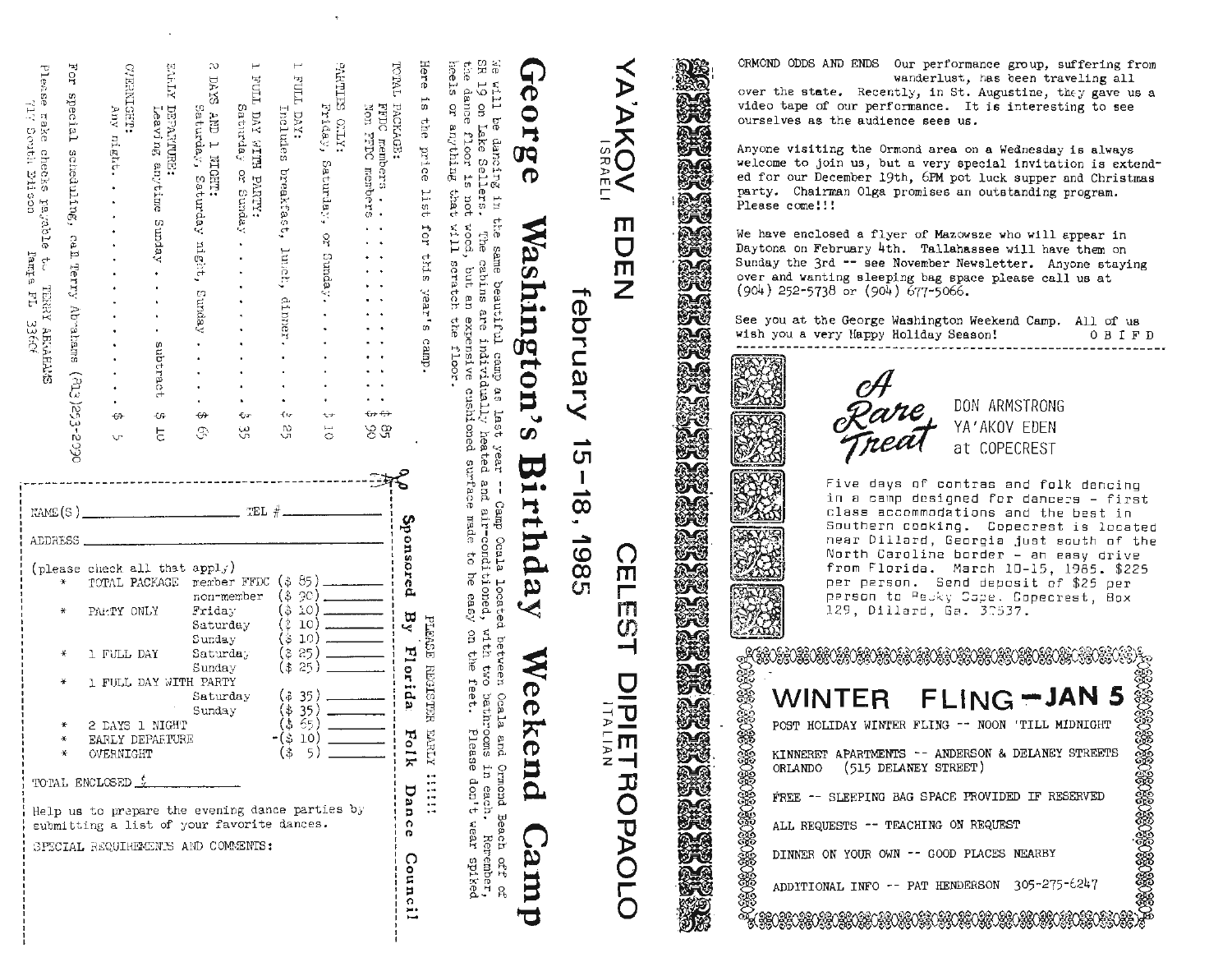# YA'AKOV EDEN
ISRAELI

# CELEST DIPIETROPAOLO
ITALIAN

## february 15-18, 1985

# George Washington's Birthday Weekend Camp

We will be dancing in the same beautiful camp as last year -- Camp Ocala located between Ocala and Ormond Beach off of SR 19 on Lake Sellers. The cabins are individually heated and air-conditioned, with two bathrooms in each. Remember, the dance floor is not wood, but an expensive cushioned surface made to be easy on the feet. Please don't wear spiked heels or anything that will scratch the floor.

PLEASE REGISTER EARLY !!!!!

Here is the price list for this year's camp.

TOTAL PACKAGE:
- FFDC members . . . . . . . . . . . . . . $ 85
- Non FFDC members . . . . . . . . . . . . $ 90

PARTIES ONLY:
- Friday, Saturday, or Sunday. . . . . . . $ 10

1 FULL DAY:
- Includes breakfast, lunch, dinner. . . . $ 25

1 FULL DAY WITH PARTY:
- Saturday or Sunday . . . . . . . . . . . $ 35

2 DAYS AND 1 NIGHT:
- Saturday, Saturday night, Sunday . . . . $ 65

EARLY DEPARTURE:
- Leaving anytime Sunday . . . . subtract $ 10

OVERNIGHT:
- Any night. . . . . . . . . . . . . . . . $ 5

For special scheduling, call Terry Abrahams (813)253-2090

Please make checks payable to TERRY ABRAHAMS
717 South Edison Tampa FL 33606

**Sponsored By Florida Folk Dance Council**

---

NAME(S) _______________ TEL # _______

ADDRESS _______________

(please check all that apply)

| | | | | |
|---|---|---|---|---|
| * | TOTAL PACKAGE | member FFDC | ($ 85) | ______ |
| | | non-member | ($ 90) | ______ |
| * | PARTY ONLY | Friday | ($ 10) | ______ |
| | | Saturday | ($ 10) | ______ |
| | | Sunday | ($ 10) | ______ |
| * | 1 FULL DAY | Saturday | ($ 25) | ______ |
| | | Sunday | ($ 25) | ______ |
| * | 1 FULL DAY WITH PARTY | | | |
| | | Saturday | ($ 35) | ______ |
| | | Sunday | ($ 35) | ______ |
| * | 2 DAYS 1 NIGHT | | ($ 65) | ______ |
| * | EARLY DEPARTURE | | -($ 10) | ______ |
| * | OVERNIGHT | | ($ 5) | ______ |

TOTAL ENCLOSED $ _______

Help us to prepare the evening dance parties by submitting a list of your favorite dances.

SPECIAL REQUIREMENTS AND COMMENTS:

---

ORMOND ODDS AND ENDS Our performance group, suffering from wanderlust, has been traveling all over the state. Recently, in St. Augustine, they gave us a video tape of our performance. It is interesting to see ourselves as the audience sees us.

Anyone visiting the Ormond area on a Wednesday is always welcome to join us, but a very special invitation is extended for our December 19th, 6PM pot luck supper and Christmas party. Chairman Olga promises an outstanding program. Please come!!!

We have enclosed a flyer of Mazowsze who will appear in Daytona on February 4th. Tallahassee will have them on Sunday the 3rd -- see November Newsletter. Anyone staying over and wanting sleeping bag space please call us at (904) 252-5738 or (904) 677-5066.

See you at the George Washington Weekend Camp. All of us wish you a very Happy Holiday Season! O B I F D

---

## A Rare Treat

DON ARMSTRONG
YA'AKOV EDEN
at COPECREST

Five days of contras and folk dancing in a camp designed for dancers - first class accommodations and the best in Southern cooking. Copecrest is located near Dillard, Georgia just south of the North Carolina border - an easy drive from Florida. March 10-15, 1985. $225 per person. Send deposit of $25 per person to Becky Cope, Copecrest, Box 129, Dillard, Ga. 30537.

---

## WINTER FLING - JAN 5

POST HOLIDAY WINTER FLING -- NOON 'TILL MIDNIGHT

KINNERET APARTMENTS -- ANDERSON & DELANEY STREETS ORLANDO (515 DELANEY STREET)

FREE -- SLEEPING BAG SPACE PROVIDED IF RESERVED

ALL REQUESTS -- TEACHING ON REQUEST

DINNER ON YOUR OWN -- GOOD PLACES NEARBY

ADDITIONAL INFO -- PAT HENDERSON 305-275-6247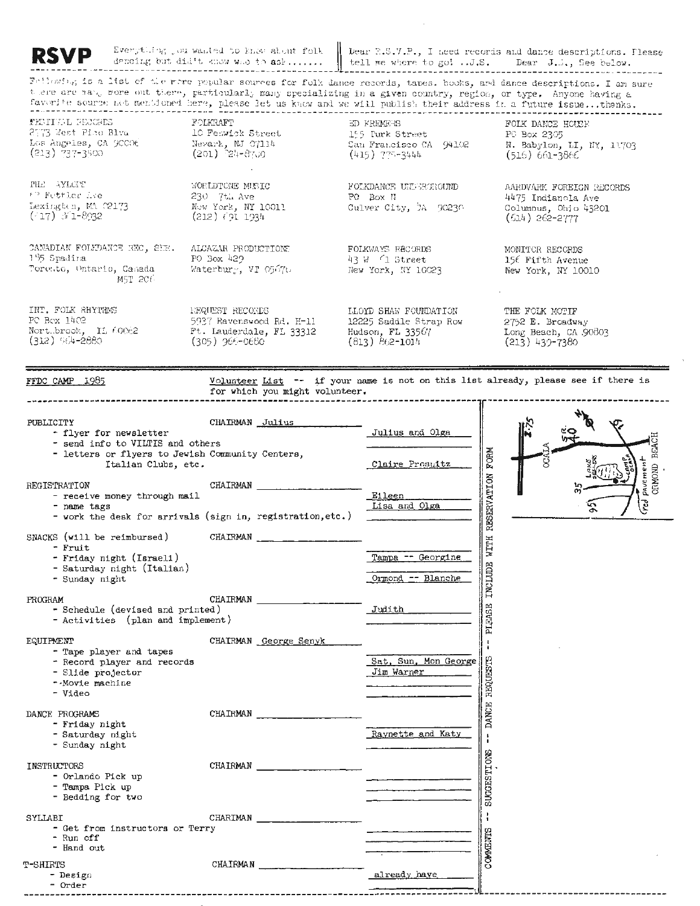**RSVP** Everything you wanted to know about folk dancing but didn't know who to ask.......

Dear R.S.V.P., I need records and dance descriptions. Please tell me where to go! ..J.S. Dear J.S., See below.

Following is a list of the more popular sources for folk dance records, tapes, books, and dance descriptions. I am sure there are many more out there, particularly many specializing in a given country, region, or type. Anyone having a favorite source not mentioned here, please let us know and we will publish their address in a future issue...thanks.

| | | | |
|---|---|---|---|
| FESTIVAL RECORDS<br>2773 West Pico Blvd<br>Los Angeles, CA 90006<br>(213) 737-3500 | FOLKRAFT<br>10 Fenwick Street<br>Newark, NJ 07114<br>(201) 824-8700 | ED KREMERS<br>155 Turk Street<br>San Francisco CA 94102<br>(415) 775-3444 | FOLK DANCE HOUSE<br>PO Box 2305<br>N. Babylon, LI, NY, 11703<br>(516) 661-3866 |
| THE TAYLORS<br>62 Fottler Ave<br>Lexington, MA 02173<br>(617) 861-8032 | WORLDTONE MUSIC<br>230 7th Ave<br>New York, NY 10011<br>(212) 691 1934 | FOLKDANCE UNDERGROUND<br>PO Box N<br>Culver City, CA 90230 | AARDVARK FOREIGN RECORDS<br>4475 Indianola Ave<br>Columbus, Ohio 43201<br>(614) 262-2777 |
| CANADIAN FOLKDANCE REC, SER.<br>185 Spadina<br>Toronto, Ontario, Canada<br>M5T 2C6 | ALCAZAR PRODUCTIONS<br>PO Box 429<br>Waterbury, VT 05676 | FOLKWAYS RECORDS<br>43 W 61 Street<br>New York, NY 10023 | MONITOR RECORDS<br>156 Fifth Avenue<br>New York, NY 10010 |
| INT. FOLK RHYTHMS<br>PO Box 1402<br>Northbrook, IL 60062<br>(312) 564-2880 | REQUEST RECORDS<br>5937 Ravenswood Rd. H-11<br>Ft. Lauderdale, FL 33312<br>(305) 966-0680 | LLOYD SHAW FOUNDATION<br>12225 Saddle Strap Row<br>Hudson, FL 33567<br>(813) 862-1014 | THE FOLK MOTIF<br>2752 E. Broadway<br>Long Beach, CA 90803<br>(213) 439-7380 |

---

**FFDC CAMP 1985**

Volunteer List -- if your name is not on this list already, please see if there is for which you might volunteer.

PUBLICITY — CHAIRMAN Julius
- flyer for newsletter — Julius and Olga
- send info to VILTIS and others
- letters or flyers to Jewish Community Centers, Italian Clubs, etc. — Claire Prosuitz

REGISTRATION — CHAIRMAN
- receive money through mail — Eileen
- name tags — Lisa and Olga
- work the desk for arrivals (sign in, registration, etc.)

SNACKS (will be reimbursed) — CHAIRMAN
- Fruit
- Friday night (Israeli) — Tampa -- Georgine
- Saturday night (Italian)
- Sunday night — Ormond -- Blanche

PROGRAM — CHAIRMAN
- Schedule (devised and printed) — Judith
- Activities (plan and implement)

EQUIPMENT — CHAIRMAN George Senyk
- Tape player and tapes
- Record player and records — Sat, Sun, Mon George
- Slide projector — Jim Warner
- Movie machine
- Video

DANCE PROGRAMS — CHAIRMAN
- Friday night
- Saturday night — Raynette and Katy
- Sunday night

INSTRUCTORS — CHAIRMAN
- Orlando Pick up
- Tampa Pick up
- Bedding for two

SYLLABI — CHARIMAN
- Get from instructors or Terry
- Run off
- Hand out

T-SHIRTS — CHAIRMAN
- Design — already have
- Order

COMMENTS -- SUGGESTIONS -- DANCE REQUESTS -- PLEASE INCLUDE WITH RESERVATION FORM

I-75 SR 40 N 95 OCALA LAKE CAMP 35 95 red pavement ORMOND BEACH